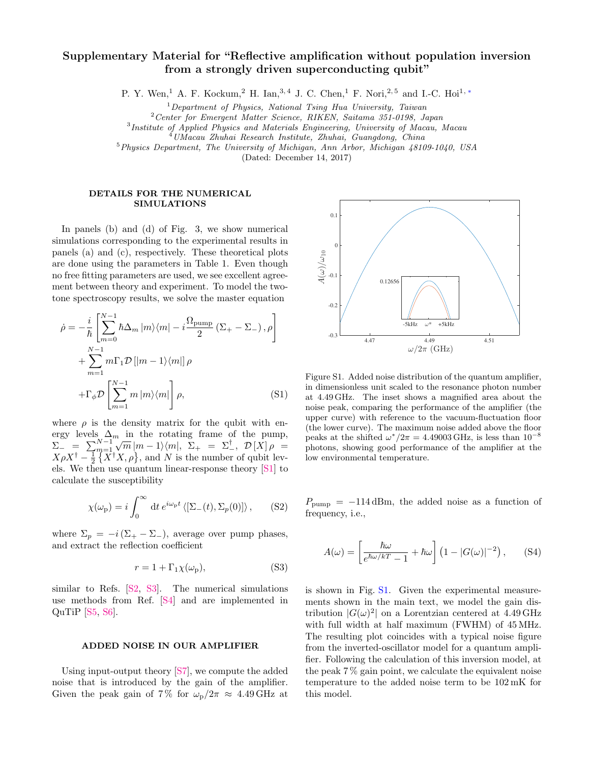# Supplementary Material for "Reflective amplification without population inversion from a strongly driven superconducting qubit"

P. Y. Wen,[1] A. F. Kockum,[2] H. Ian,[3,4] J. C. Chen,[1] F. Nori,[2,5] and I.-C. Hoi[1,*]

[1] *Department of Physics, National Tsing Hua University, Taiwan*
[2] *Center for Emergent Matter Science, RIKEN, Saitama 351-0198, Japan*
[3] *Institute of Applied Physics and Materials Engineering, University of Macau, Macau*
[4] *UMacau Zhuhai Research Institute, Zhuhai, Guangdong, China*
[5] *Physics Department, The University of Michigan, Ann Arbor, Michigan 48109-1040, USA*

(Dated: December 14, 2017)

## DETAILS FOR THE NUMERICAL SIMULATIONS

In panels (b) and (d) of Fig. 3, we show numerical simulations corresponding to the experimental results in panels (a) and (c), respectively. These theoretical plots are done using the parameters in Table 1. Even though no free fitting parameters are used, we see excellent agreement between theory and experiment. To model the two-tone spectroscopy results, we solve the master equation

$$\dot{\rho} = -\frac{i}{\hbar}\left[\sum_{m=0}^{N-1}\hbar\Delta_m\,|m\rangle\langle m| - i\frac{\Omega_{\rm pump}}{2}\left(\Sigma_+ - \Sigma_-\right), \rho\right] + \sum_{m=1}^{N-1} m\Gamma_1 \mathcal{D}\left[|m-1\rangle\langle m|\right]\rho + \Gamma_\phi \mathcal{D}\left[\sum_{m=1}^{N-1} m\,|m\rangle\langle m|\right]\rho, \quad \text{(S1)}$$

where $\rho$ is the density matrix for the qubit with energy levels $\Delta_m$ in the rotating frame of the pump, $\Sigma_- = \sum_{m=1}^{N-1}\sqrt{m}\,|m-1\rangle\langle m|$, $\Sigma_+ = \Sigma_-^\dagger$, $\mathcal{D}[X]\rho = X\rho X^\dagger - \frac{1}{2}\left\{X^\dagger X, \rho\right\}$, and $N$ is the number of qubit levels. We then use quantum linear-response theory [S1] to calculate the susceptibility

$$\chi(\omega_{\rm p}) = i\int_0^\infty {\rm d}t\, e^{i\omega_{\rm p}t}\left\langle\left[\Sigma_-(t), \Sigma_p(0)\right]\right\rangle, \quad \text{(S2)}$$

where $\Sigma_p = -i\left(\Sigma_+ - \Sigma_-\right)$, average over pump phases, and extract the reflection coefficient

$$r = 1 + \Gamma_1\chi(\omega_{\rm p}), \quad \text{(S3)}$$

similar to Refs. [S2, S3]. The numerical simulations use methods from Ref. [S4] and are implemented in QuTiP [S5, S6].

## ADDED NOISE IN OUR AMPLIFIER

Using input-output theory [S7], we compute the added noise that is introduced by the gain of the amplifier. Given the peak gain of 7 % for $\omega_{\rm p}/2\pi \approx 4.49\,$GHz at $P_{\rm pump} = -114\,$dBm, the added noise as a function of frequency, i.e.,

$$A(\omega) = \left[\frac{\hbar\omega}{e^{\hbar\omega/kT}-1} + \hbar\omega\right]\left(1 - |G(\omega)|^{-2}\right), \quad \text{(S4)}$$

is shown in Fig. S1. Given the experimental measurements shown in the main text, we model the gain distribution $|G(\omega)^2|$ on a Lorentzian centered at 4.49 GHz with full width at half maximum (FWHM) of 45 MHz. The resulting plot coincides with a typical noise figure from the inverted-oscillator model for a quantum amplifier. Following the calculation of this inversion model, at the peak 7 % gain point, we calculate the equivalent noise temperature to the added noise term to be 102 mK for this model.

Figure S1. Added noise distribution of the quantum amplifier, in dimensionless unit scaled to the resonance photon number at 4.49 GHz. The inset shows a magnified area about the noise peak, comparing the performance of the amplifier (the upper curve) with reference to the vacuum-fluctuation floor (the lower curve). The maximum noise added above the floor peaks at the shifted $\omega^*/2\pi = 4.49003\,$GHz, is less than $10^{-8}$ photons, showing good performance of the amplifier at the low environmental temperature.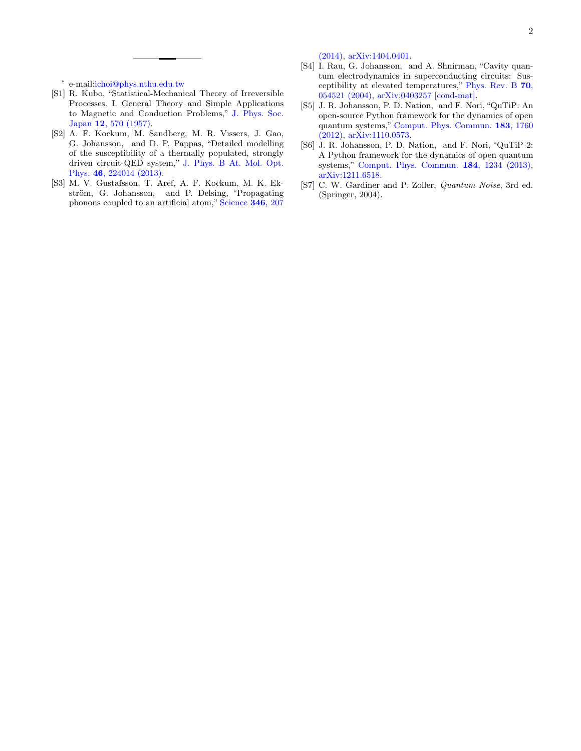* e-mail:ichoi@phys.nthu.edu.tw

[S1] R. Kubo, "Statistical-Mechanical Theory of Irreversible Processes. I. General Theory and Simple Applications to Magnetic and Conduction Problems," J. Phys. Soc. Japan **12**, 570 (1957).

[S2] A. F. Kockum, M. Sandberg, M. R. Vissers, J. Gao, G. Johansson, and D. P. Pappas, "Detailed modelling of the susceptibility of a thermally populated, strongly driven circuit-QED system," J. Phys. B At. Mol. Opt. Phys. **46**, 224014 (2013).

[S3] M. V. Gustafsson, T. Aref, A. F. Kockum, M. K. Ekström, G. Johansson, and P. Delsing, "Propagating phonons coupled to an artificial atom," Science **346**, 207 (2014), arXiv:1404.0401.

[S4] I. Rau, G. Johansson, and A. Shnirman, "Cavity quantum electrodynamics in superconducting circuits: Susceptibility at elevated temperatures," Phys. Rev. B **70**, 054521 (2004), arXiv:0403257 [cond-mat].

[S5] J. R. Johansson, P. D. Nation, and F. Nori, "QuTiP: An open-source Python framework for the dynamics of open quantum systems," Comput. Phys. Commun. **183**, 1760 (2012), arXiv:1110.0573.

[S6] J. R. Johansson, P. D. Nation, and F. Nori, "QuTiP 2: A Python framework for the dynamics of open quantum systems," Comput. Phys. Commun. **184**, 1234 (2013), arXiv:1211.6518.

[S7] C. W. Gardiner and P. Zoller, *Quantum Noise*, 3rd ed. (Springer, 2004).